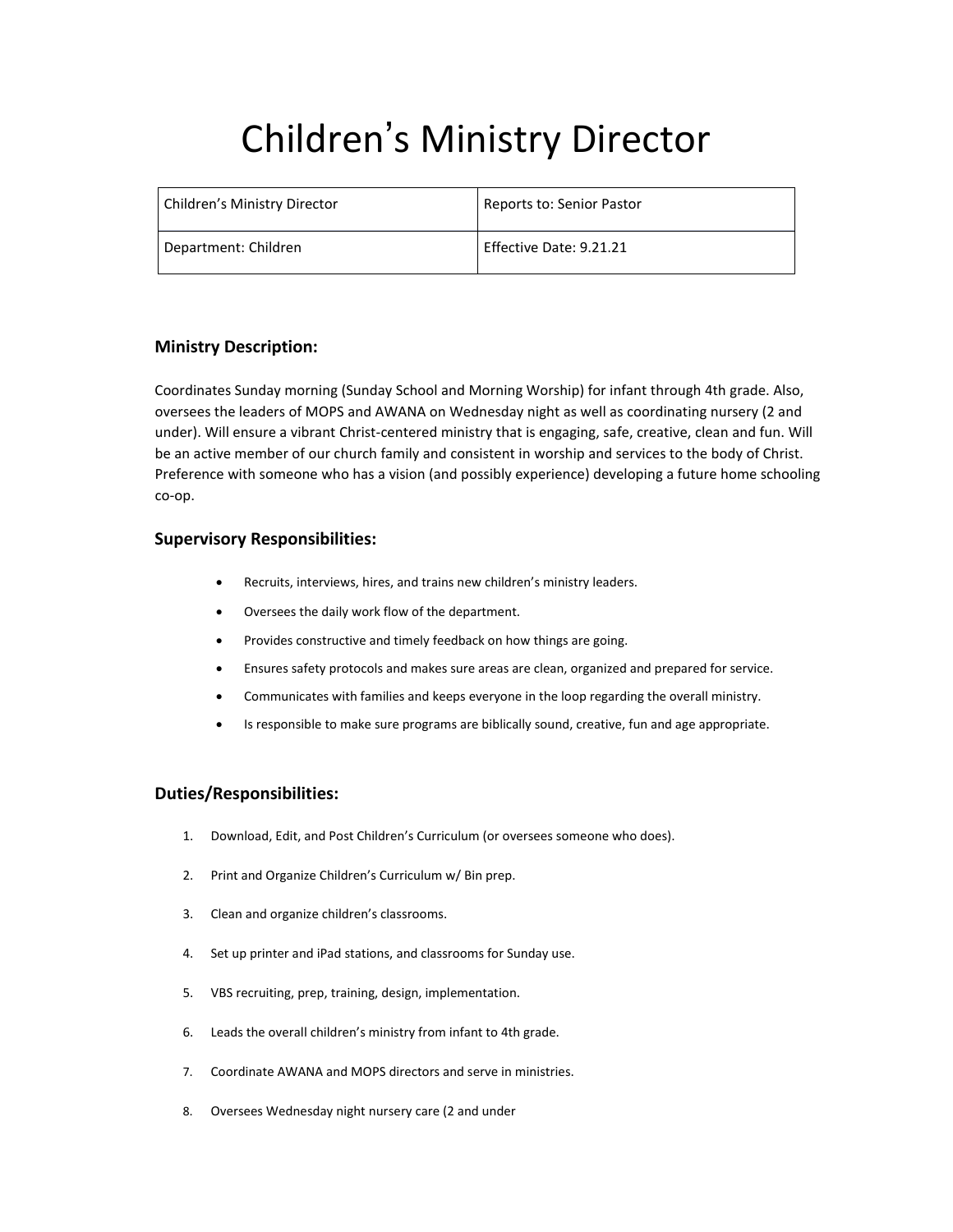# Children's Ministry Director

| Children's Ministry Director | Reports to: Senior Pastor |
| --- | --- |
| Department: Children | Effective Date: 9.21.21 |

### Ministry Description:

Coordinates Sunday morning (Sunday School and Morning Worship) for infant through 4th grade. Also, oversees the leaders of MOPS and AWANA on Wednesday night as well as coordinating nursery (2 and under). Will ensure a vibrant Christ-centered ministry that is engaging, safe, creative, clean and fun. Will be an active member of our church family and consistent in worship and services to the body of Christ. Preference with someone who has a vision (and possibly experience) developing a future home schooling co-op.

### Supervisory Responsibilities:

- Recruits, interviews, hires, and trains new children's ministry leaders.
- Oversees the daily work flow of the department.
- Provides constructive and timely feedback on how things are going.
- Ensures safety protocols and makes sure areas are clean, organized and prepared for service.
- Communicates with families and keeps everyone in the loop regarding the overall ministry.
- Is responsible to make sure programs are biblically sound, creative, fun and age appropriate.

### Duties/Responsibilities:

1. Download, Edit, and Post Children's Curriculum (or oversees someone who does).
2. Print and Organize Children's Curriculum w/ Bin prep.
3. Clean and organize children's classrooms.
4. Set up printer and iPad stations, and classrooms for Sunday use.
5. VBS recruiting, prep, training, design, implementation.
6. Leads the overall children's ministry from infant to 4th grade.
7. Coordinate AWANA and MOPS directors and serve in ministries.
8. Oversees Wednesday night nursery care (2 and under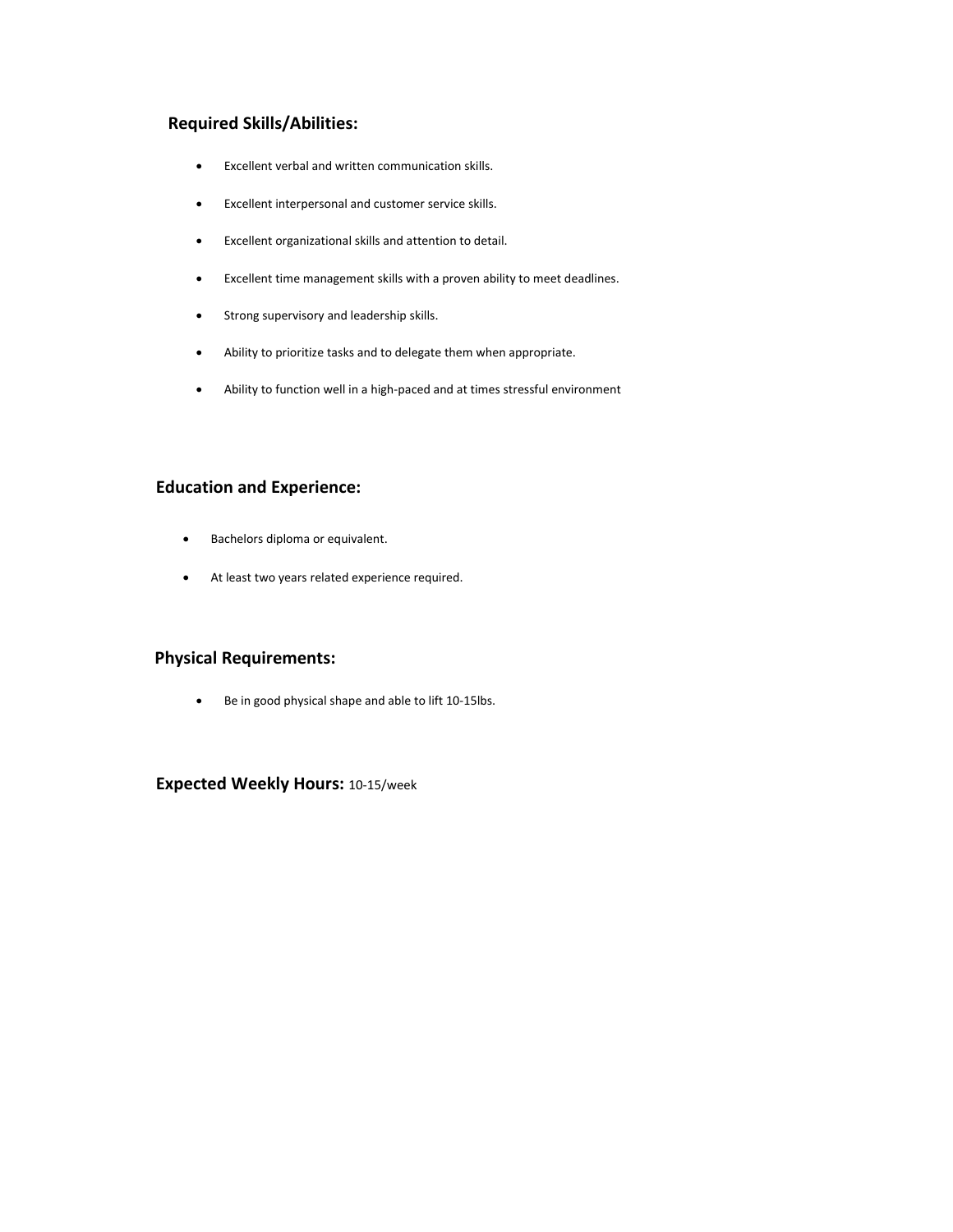## Required Skills/Abilities:

- Excellent verbal and written communication skills.
- Excellent interpersonal and customer service skills.
- Excellent organizational skills and attention to detail.
- Excellent time management skills with a proven ability to meet deadlines.
- Strong supervisory and leadership skills.
- Ability to prioritize tasks and to delegate them when appropriate.
- Ability to function well in a high-paced and at times stressful environment

## Education and Experience:

- Bachelors diploma or equivalent.
- At least two years related experience required.

## Physical Requirements:

- Be in good physical shape and able to lift 10-15lbs.

**Expected Weekly Hours:** 10-15/week